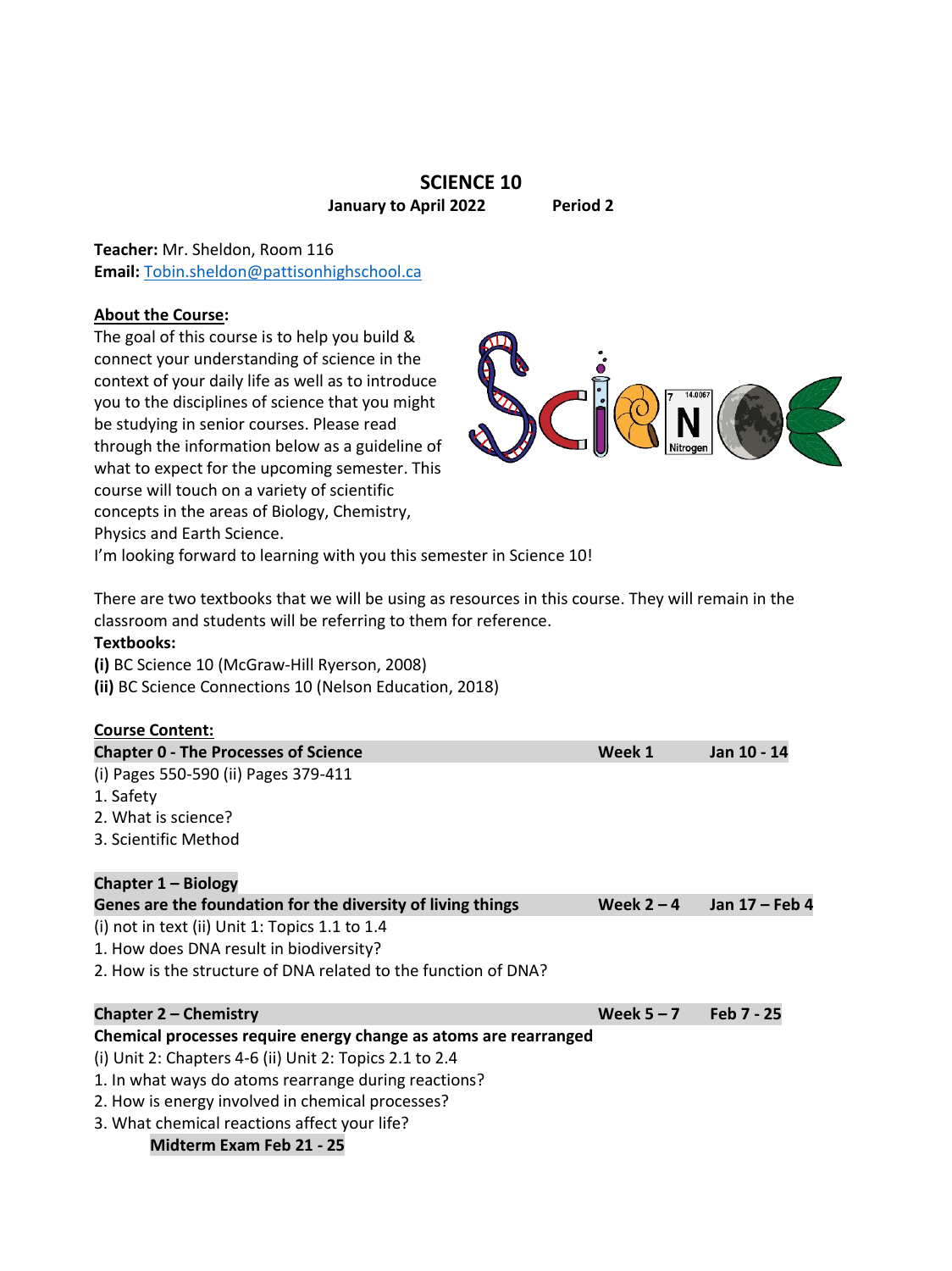# SCIENCE 10

**January to April 2022 Period 2**

**Teacher:** Mr. Sheldon, Room 116
**Email:** Tobin.sheldon@pattisonhighschool.ca

## About the Course:

The goal of this course is to help you build & connect your understanding of science in the context of your daily life as well as to introduce you to the disciplines of science that you might be studying in senior courses. Please read through the information below as a guideline of what to expect for the upcoming semester. This course will touch on a variety of scientific concepts in the areas of Biology, Chemistry, Physics and Earth Science.
I'm looking forward to learning with you this semester in Science 10!

There are two textbooks that we will be using as resources in this course. They will remain in the classroom and students will be referring to them for reference.

**Textbooks:**
**(i)** BC Science 10 (McGraw-Hill Ryerson, 2008)
**(ii)** BC Science Connections 10 (Nelson Education, 2018)

## Course Content:

**Chapter 0 - The Processes of Science** — **Week 1** — **Jan 10 - 14**

(i) Pages 550-590 (ii) Pages 379-411
1. Safety
2. What is science?
3. Scientific Method

**Chapter 1 – Biology**
**Genes are the foundation for the diversity of living things** — **Week 2 – 4** — **Jan 17 – Feb 4**

(i) not in text (ii) Unit 1: Topics 1.1 to 1.4
1. How does DNA result in biodiversity?
2. How is the structure of DNA related to the function of DNA?

**Chapter 2 – Chemistry** — **Week 5 – 7** — **Feb 7 - 25**
**Chemical processes require energy change as atoms are rearranged**

(i) Unit 2: Chapters 4-6 (ii) Unit 2: Topics 2.1 to 2.4
1. In what ways do atoms rearrange during reactions?
2. How is energy involved in chemical processes?
3. What chemical reactions affect your life?

**Midterm Exam Feb 21 - 25**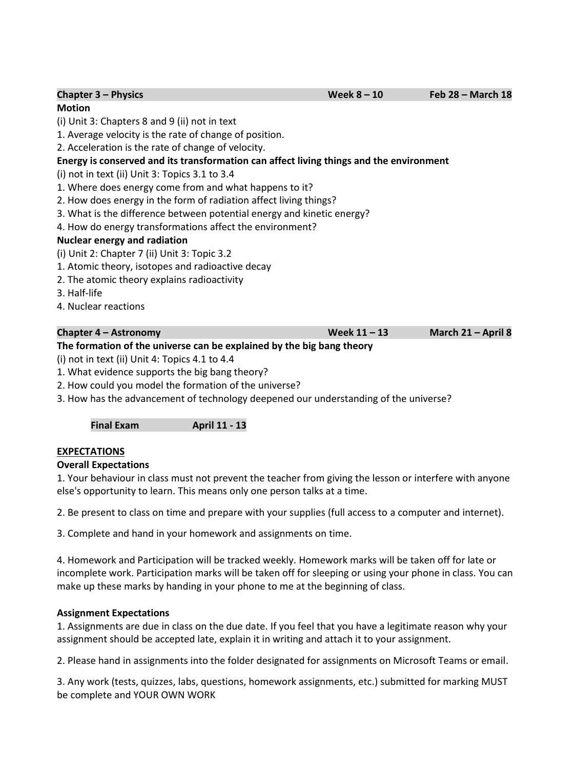| **Chapter 3 – Physics** | **Week 8 – 10** | **Feb 28 – March 18** |
|---|---|---|

**Motion**

(i) Unit 3: Chapters 8 and 9 (ii) not in text

1. Average velocity is the rate of change of position.
2. Acceleration is the rate of change of velocity.

**Energy is conserved and its transformation can affect living things and the environment**

(i) not in text (ii) Unit 3: Topics 3.1 to 3.4

1. Where does energy come from and what happens to it?
2. How does energy in the form of radiation affect living things?
3. What is the difference between potential energy and kinetic energy?
4. How do energy transformations affect the environment?

**Nuclear energy and radiation**

(i) Unit 2: Chapter 7 (ii) Unit 3: Topic 3.2

1. Atomic theory, isotopes and radioactive decay
2. The atomic theory explains radioactivity
3. Half-life
4. Nuclear reactions

| **Chapter 4 – Astronomy** | **Week 11 – 13** | **March 21 – April 8** |
|---|---|---|

**The formation of the universe can be explained by the big bang theory**

(i) not in text (ii) Unit 4: Topics 4.1 to 4.4

1. What evidence supports the big bang theory?
2. How could you model the formation of the universe?
3. How has the advancement of technology deepened our understanding of the universe?

| **Final Exam** | **April 11 - 13** |
|---|---|

## EXPECTATIONS

**Overall Expectations**

1. Your behaviour in class must not prevent the teacher from giving the lesson or interfere with anyone else's opportunity to learn. This means only one person talks at a time.

2. Be present to class on time and prepare with your supplies (full access to a computer and internet).

3. Complete and hand in your homework and assignments on time.

4. Homework and Participation will be tracked weekly. Homework marks will be taken off for late or incomplete work. Participation marks will be taken off for sleeping or using your phone in class. You can make up these marks by handing in your phone to me at the beginning of class.

**Assignment Expectations**

1. Assignments are due in class on the due date. If you feel that you have a legitimate reason why your assignment should be accepted late, explain it in writing and attach it to your assignment.

2. Please hand in assignments into the folder designated for assignments on Microsoft Teams or email.

3. Any work (tests, quizzes, labs, questions, homework assignments, etc.) submitted for marking MUST be complete and YOUR OWN WORK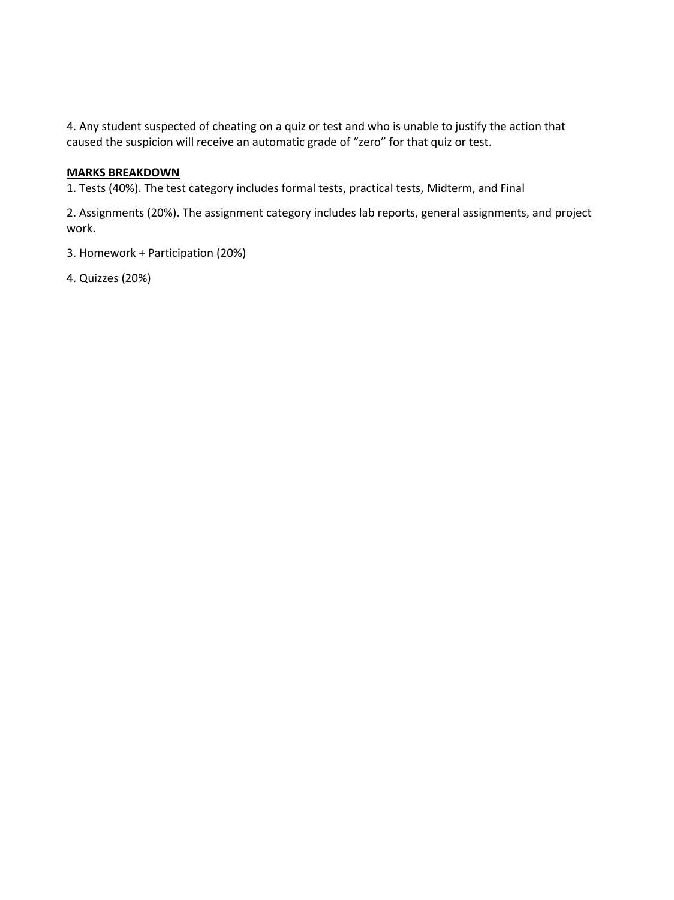4. Any student suspected of cheating on a quiz or test and who is unable to justify the action that caused the suspicion will receive an automatic grade of "zero" for that quiz or test.

**MARKS BREAKDOWN**

1. Tests (40%). The test category includes formal tests, practical tests, Midterm, and Final
2. Assignments (20%). The assignment category includes lab reports, general assignments, and project work.
3. Homework + Participation (20%)
4. Quizzes (20%)